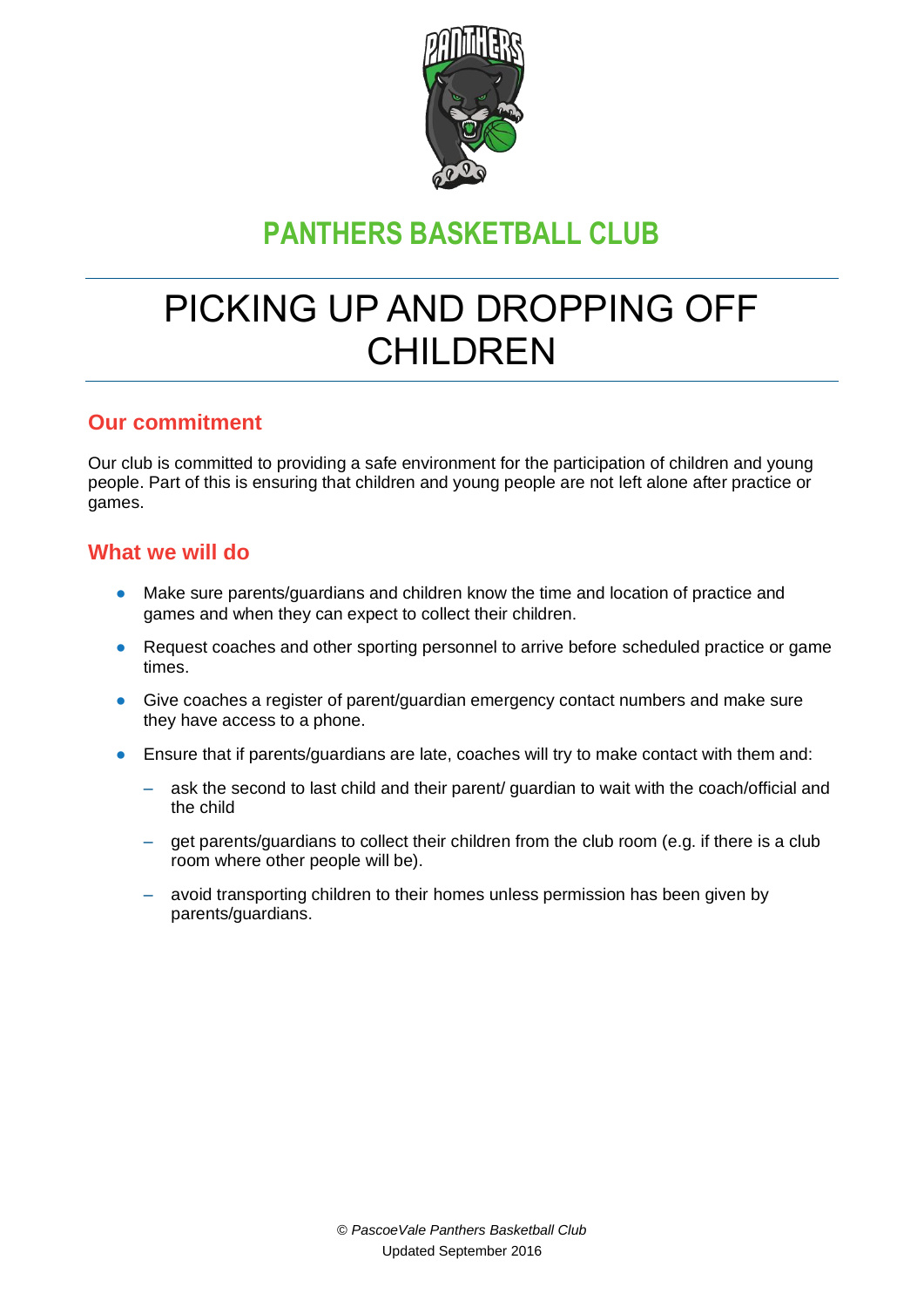## PANTHERS BASKETBALL CLUB

# PICKING UP AND DROPPING OFF CHILDREN

## Our commitment

Our club is committed to providing a safe environment for the participation of children and young people. Part of this is ensuring that children and young people are not left alone after practice or games.

## What we will do

- Make sure parents/guardians and children know the time and location of practice and games and when they can expect to collect their children.
- Request coaches and other sporting personnel to arrive before scheduled practice or game times.
- Give coaches a register of parent/guardian emergency contact numbers and make sure they have access to a phone.
- Ensure that if parents/guardians are late, coaches will try to make contact with them and:
  - ask the second to last child and their parent/ guardian to wait with the coach/official and the child
  - get parents/guardians to collect their children from the club room (e.g. if there is a club room where other people will be).
  - avoid transporting children to their homes unless permission has been given by parents/guardians.

© *PascoeVale Panthers Basketball Club*
Updated September 2016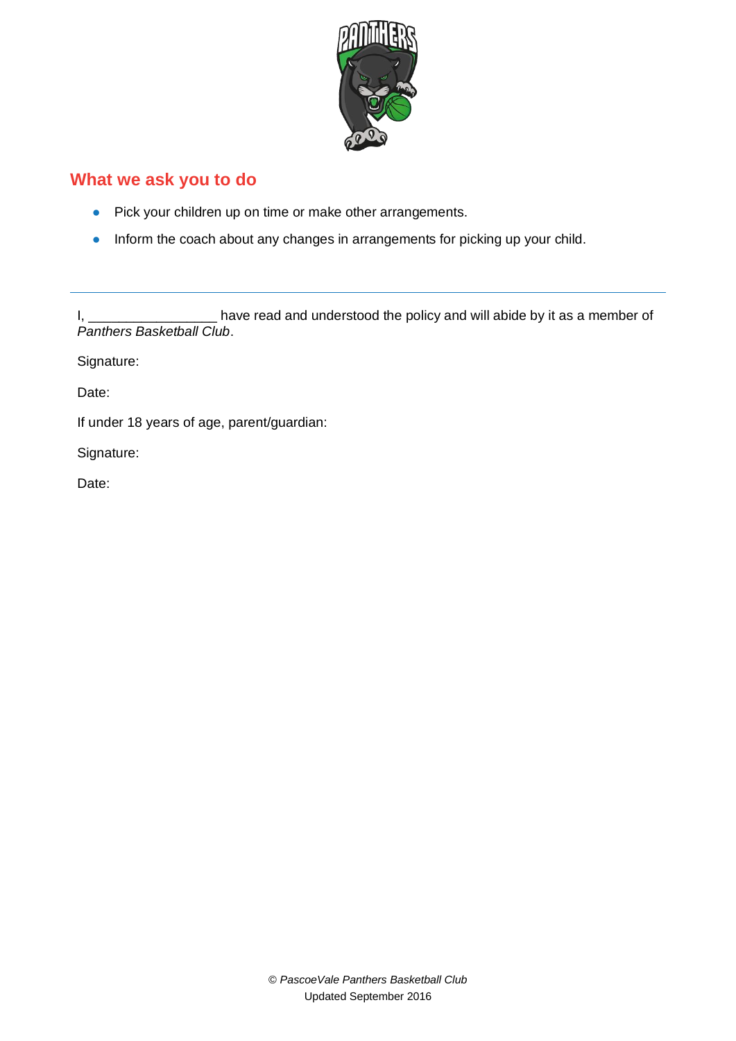## What we ask you to do

- Pick your children up on time or make other arrangements.
- Inform the coach about any changes in arrangements for picking up your child.

---

I, _________________ have read and understood the policy and will abide by it as a member of *Panthers Basketball Club*.

Signature:

Date:

If under 18 years of age, parent/guardian:

Signature:

Date:

© *PascoeVale Panthers Basketball Club*
Updated September 2016